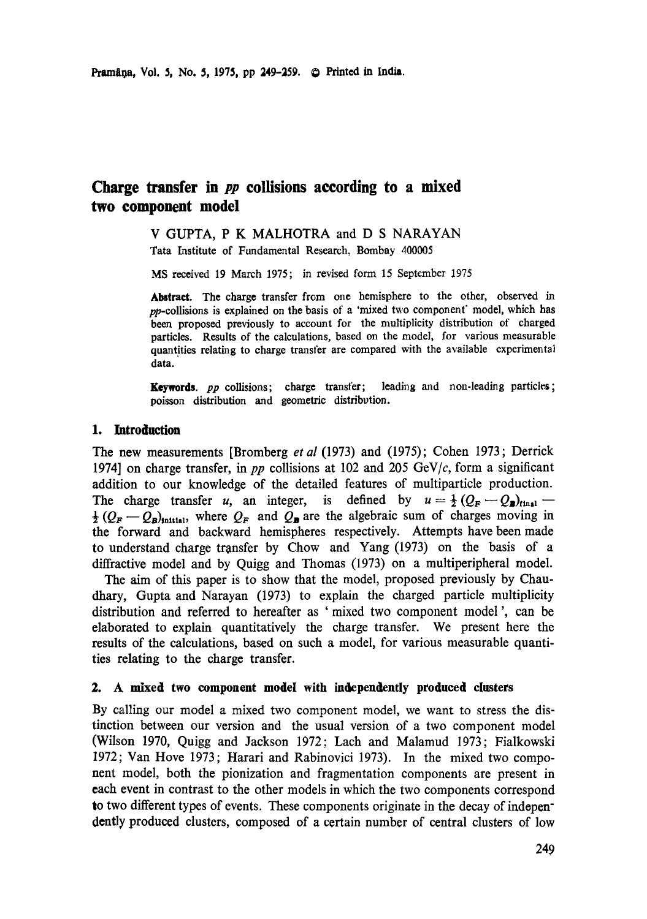# Charge transfer in *pp* collisions according to a mixed two component model

V GUPTA, P K MALHOTRA and D S NARAYAN

Tata Institute of Fundamental Research, Bombay 400005

MS received 19 March 1975; in revised form 15 September 1975

**Abstract.** The charge transfer from one hemisphere to the other, observed in *pp*-collisions is explained on the basis of a 'mixed two component' model, which has been proposed previously to account for the multiplicity distribution of charged particles. Results of the calculations, based on the model, for various measurable quantities relating to charge transfer are compared with the available experimental data.

**Keywords.** *pp* collisions; charge transfer; leading and non-leading particles; poisson distribution and geometric distribution.

## 1. Introduction

The new measurements [Bromberg *et al* (1973) and (1975); Cohen 1973; Derrick 1974] on charge transfer, in *pp* collisions at 102 and 205 GeV/*c*, form a significant addition to our knowledge of the detailed features of multiparticle production. The charge transfer $u$, an integer, is defined by $u = \frac{1}{2}(Q_F - Q_B)_{\text{final}} - \frac{1}{2}(Q_F - Q_B)_{\text{initial}}$, where $Q_F$ and $Q_B$ are the algebraic sum of charges moving in the forward and backward hemispheres respectively. Attempts have been made to understand charge transfer by Chow and Yang (1973) on the basis of a diffractive model and by Quigg and Thomas (1973) on a multiperipheral model.

The aim of this paper is to show that the model, proposed previously by Chaudhary, Gupta and Narayan (1973) to explain the charged particle multiplicity distribution and referred to hereafter as 'mixed two component model', can be elaborated to explain quantitatively the charge transfer. We present here the results of the calculations, based on such a model, for various measurable quantities relating to the charge transfer.

## 2. A mixed two component model with independently produced clusters

By calling our model a mixed two component model, we want to stress the distinction between our version and the usual version of a two component model (Wilson 1970, Quigg and Jackson 1972; Lach and Malamud 1973; Fialkowski 1972; Van Hove 1973; Harari and Rabinovici 1973). In the mixed two component model, both the pionization and fragmentation components are present in each event in contrast to the other models in which the two components correspond to two different types of events. These components originate in the decay of independently produced clusters, composed of a certain number of central clusters of low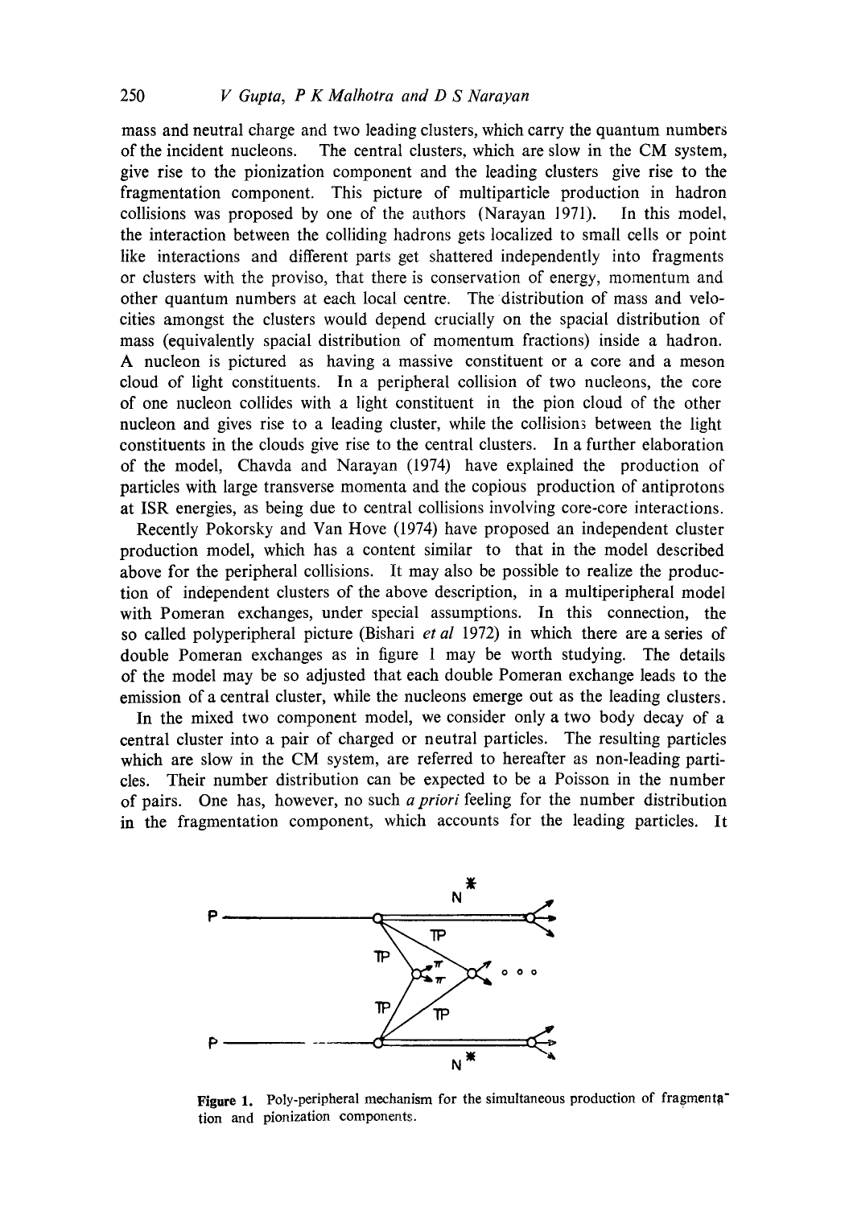mass and neutral charge and two leading clusters, which carry the quantum numbers of the incident nucleons. The central clusters, which are slow in the CM system, give rise to the pionization component and the leading clusters give rise to the fragmentation component. This picture of multiparticle production in hadron collisions was proposed by one of the authors (Narayan 1971). In this model, the interaction between the colliding hadrons gets localized to small cells or point like interactions and different parts get shattered independently into fragments or clusters with the proviso, that there is conservation of energy, momentum and other quantum numbers at each local centre. The distribution of mass and velocities amongst the clusters would depend crucially on the spacial distribution of mass (equivalently spacial distribution of momentum fractions) inside a hadron. A nucleon is pictured as having a massive constituent or a core and a meson cloud of light constituents. In a peripheral collision of two nucleons, the core of one nucleon collides with a light constituent in the pion cloud of the other nucleon and gives rise to a leading cluster, while the collisions between the light constituents in the clouds give rise to the central clusters. In a further elaboration of the model, Chavda and Narayan (1974) have explained the production of particles with large transverse momenta and the copious production of antiprotons at ISR energies, as being due to central collisions involving core-core interactions.

Recently Pokorsky and Van Hove (1974) have proposed an independent cluster production model, which has a content similar to that in the model described above for the peripheral collisions. It may also be possible to realize the production of independent clusters of the above description, in a multiperipheral model with Pomeran exchanges, under special assumptions. In this connection, the so called polyperipheral picture (Bishari *et al* 1972) in which there are a series of double Pomeran exchanges as in figure 1 may be worth studying. The details of the model may be so adjusted that each double Pomeran exchange leads to the emission of a central cluster, while the nucleons emerge out as the leading clusters.

In the mixed two component model, we consider only a two body decay of a central cluster into a pair of charged or neutral particles. The resulting particles which are slow in the CM system, are referred to hereafter as non-leading particles. Their number distribution can be expected to be a Poisson in the number of pairs. One has, however, no such *a priori* feeling for the number distribution in the fragmentation component, which accounts for the leading particles. It

**Figure 1.** Poly-peripheral mechanism for the simultaneous production of fragmentation and pionization components.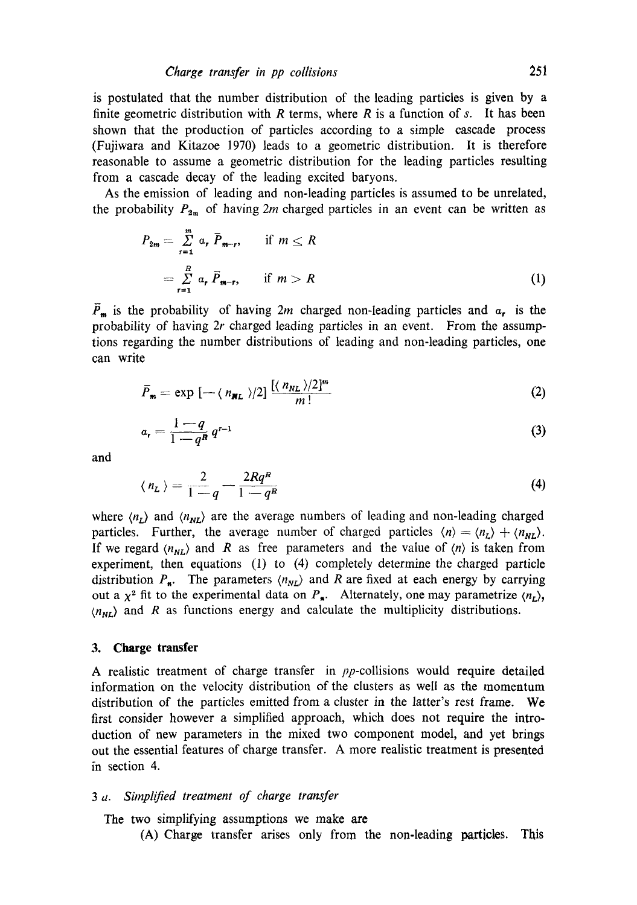is postulated that the number distribution of the leading particles is given by a finite geometric distribution with $R$ terms, where $R$ is a function of $s$. It has been shown that the production of particles according to a simple cascade process (Fujiwara and Kitazoe 1970) leads to a geometric distribution. It is therefore reasonable to assume a geometric distribution for the leading particles resulting from a cascade decay of the leading excited baryons.

As the emission of leading and non-leading particles is assumed to be unrelated, the probability $P_{2m}$ of having $2m$ charged particles in an event can be written as

$$
\begin{aligned}
P_{2m} &= \sum_{r=1}^{m} a_r \bar{P}_{m-r}, \qquad \text{if } m \leq R \\
&= \sum_{r=1}^{R} a_r \bar{P}_{m-r}, \qquad \text{if } m > R
\end{aligned}
\tag{1}
$$

$\bar{P}_m$ is the probability of having $2m$ charged non-leading particles and $a_r$ is the probability of having $2r$ charged leading particles in an event. From the assumptions regarding the number distributions of leading and non-leading particles, one can write

$$
\bar{P}_m = \exp\left[-\langle n_{NL} \rangle / 2\right] \frac{[\langle n_{NL} \rangle / 2]^m}{m!}
\tag{2}
$$

$$
a_r = \frac{1-q}{1-q^R} q^{r-1}
\tag{3}
$$

and

$$
\langle n_L \rangle = \frac{2}{1-q} - \frac{2Rq^R}{1-q^R}
\tag{4}
$$

where $\langle n_L \rangle$ and $\langle n_{NL} \rangle$ are the average numbers of leading and non-leading charged particles. Further, the average number of charged particles $\langle n \rangle = \langle n_L \rangle + \langle n_{NL} \rangle$. If we regard $\langle n_{NL} \rangle$ and $R$ as free parameters and the value of $\langle n \rangle$ is taken from experiment, then equations (1) to (4) completely determine the charged particle distribution $P_n$. The parameters $\langle n_{NL} \rangle$ and $R$ are fixed at each energy by carrying out a $\chi^2$ fit to the experimental data on $P_n$. Alternately, one may parametrize $\langle n_L \rangle$, $\langle n_{NL} \rangle$ and $R$ as functions energy and calculate the multiplicity distributions.

## 3. Charge transfer

A realistic treatment of charge transfer in $pp$-collisions would require detailed information on the velocity distribution of the clusters as well as the momentum distribution of the particles emitted from a cluster in the latter's rest frame. We first consider however a simplified approach, which does not require the introduction of new parameters in the mixed two component model, and yet brings out the essential features of charge transfer. A more realistic treatment is presented in section 4.

### 3 *a*. *Simplified treatment of charge transfer*

The two simplifying assumptions we make are

(A) Charge transfer arises only from the non-leading particles. This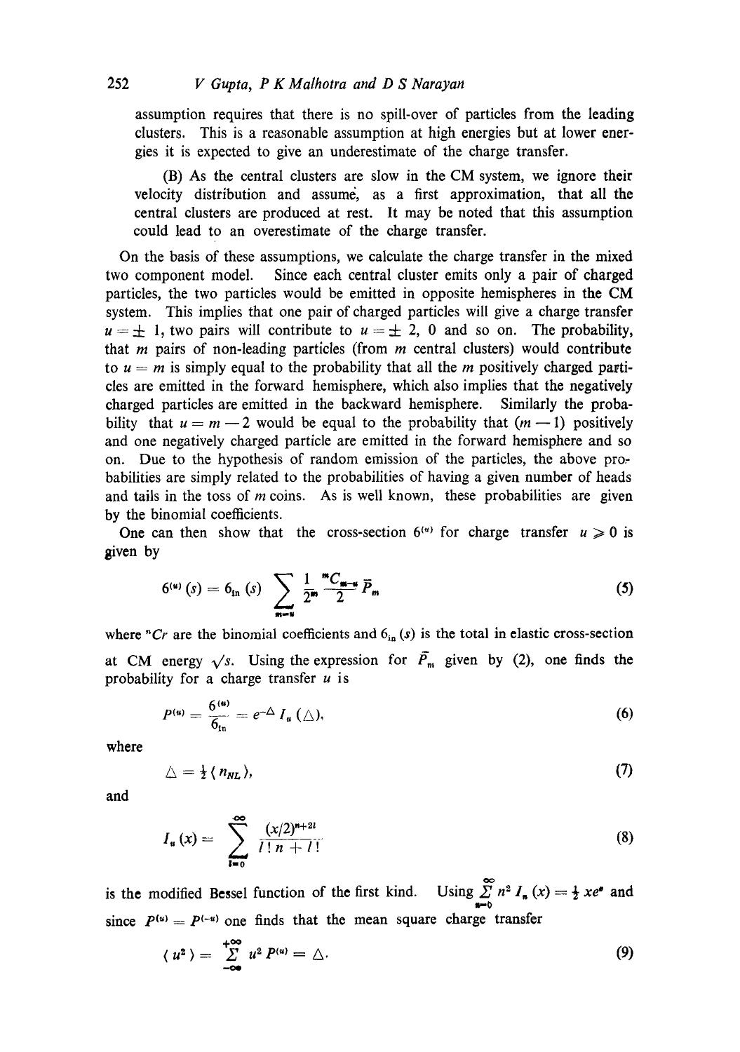assumption requires that there is no spill-over of particles from the leading clusters. This is a reasonable assumption at high energies but at lower energies it is expected to give an underestimate of the charge transfer.

(B) As the central clusters are slow in the CM system, we ignore their velocity distribution and assume, as a first approximation, that all the central clusters are produced at rest. It may be noted that this assumption could lead to an overestimate of the charge transfer.

On the basis of these assumptions, we calculate the charge transfer in the mixed two component model. Since each central cluster emits only a pair of charged particles, the two particles would be emitted in opposite hemispheres in the CM system. This implies that one pair of charged particles will give a charge transfer $u = \pm 1$, two pairs will contribute to $u = \pm 2$, 0 and so on. The probability, that $m$ pairs of non-leading particles (from $m$ central clusters) would contribute to $u = m$ is simply equal to the probability that all the $m$ positively charged particles are emitted in the forward hemisphere, which also implies that the negatively charged particles are emitted in the backward hemisphere. Similarly the probability that $u = m - 2$ would be equal to the probability that $(m - 1)$ positively and one negatively charged particle are emitted in the forward hemisphere and so on. Due to the hypothesis of random emission of the particles, the above probabilities are simply related to the probabilities of having a given number of heads and tails in the toss of $m$ coins. As is well known, these probabilities are given by the binomial coefficients.

One can then show that the cross-section $\sigma^{(u)}$ for charge transfer $u \geqslant 0$ is given by

$$\sigma^{(u)}(s) = \sigma_{\text{in}}(s) \sum_{m=u} \frac{1}{2^m} \, {}^{m}C_{\frac{m-u}{2}} \, \bar{P}_m \tag{5}$$

where ${}^{n}C_{r}$ are the binomial coefficients and $\sigma_{\text{in}}(s)$ is the total in elastic cross-section at CM energy $\sqrt{s}$. Using the expression for $\bar{P}_m$ given by (2), one finds the probability for a charge transfer $u$ is

$$P^{(u)} = \frac{\sigma^{(u)}}{\sigma_{\text{in}}} = e^{-\Delta} I_u(\Delta), \tag{6}$$

where

$$\Delta = \tfrac{1}{2} \langle n_{NL} \rangle, \tag{7}$$

and

$$I_u(x) = \sum_{l=0}^{\infty} \frac{(x/2)^{n+2l}}{l! \, \overline{n+l}!} \tag{8}$$

is the modified Bessel function of the first kind. Using $\sum_{n=0}^{\infty} n^2 I_n(x) = \frac{1}{2} x e^x$ and since $P^{(u)} = P^{(-u)}$ one finds that the mean square charge transfer

$$\langle u^2 \rangle = \sum_{-\infty}^{+\infty} u^2 P^{(u)} = \Delta. \tag{9}$$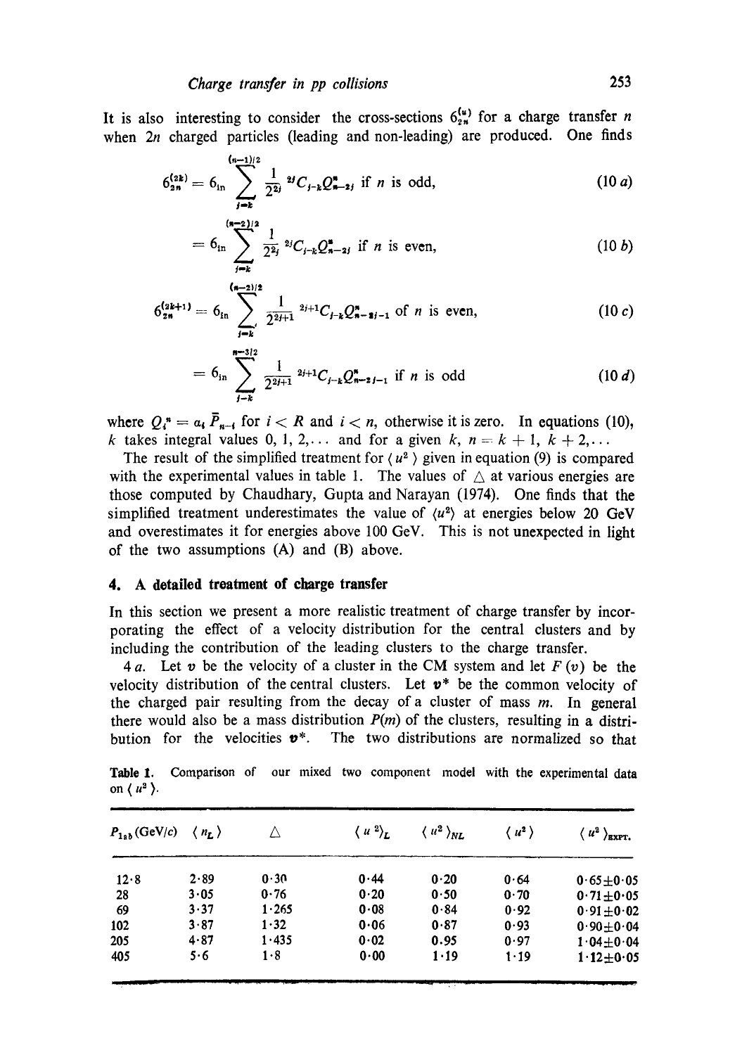It is also interesting to consider the cross-sections $\sigma_{2n}^{(u)}$ for a charge transfer $n$ when $2n$ charged particles (leading and non-leading) are produced. One finds

$$\sigma_{2n}^{(2k)} = \sigma_{\rm in} \sum_{j=k}^{(n-1)/2} \frac{1}{2^{2j}} \, {}^{2j}C_{j-k} Q_{n-2j}^{n} \text{ if } n \text{ is odd,} \tag{10 a}$$

$$= \sigma_{\rm in} \sum_{j=k}^{(n-2)/2} \frac{1}{2^{2j}} \, {}^{2j}C_{j-k} Q_{n-2j}^{n} \text{ if } n \text{ is even,} \tag{10 b}$$

$$\sigma_{2n}^{(2k+1)} = \sigma_{\rm in} \sum_{j=k}^{(n-2)/2} \frac{1}{2^{2j+1}} \, {}^{2j+1}C_{j-k} Q_{n-2j-1}^{n} \text{ of } n \text{ is even,} \tag{10 c}$$

$$= \sigma_{\rm in} \sum_{j=k}^{n-3/2} \frac{1}{2^{2j+1}} \, {}^{2j+1}C_{j-k} Q_{n-2j-1}^{n} \text{ if } n \text{ is odd} \tag{10 d}$$

where $Q_i^n = a_i \bar{P}_{n-i}$ for $i < R$ and $i < n$, otherwise it is zero. In equations (10), $k$ takes integral values 0, 1, 2,... and for a given $k$, $n = k+1$, $k+2, \ldots$

The result of the simplified treatment for $\langle u^2 \rangle$ given in equation (9) is compared with the experimental values in table 1. The values of $\triangle$ at various energies are those computed by Chaudhary, Gupta and Narayan (1974). One finds that the simplified treatment underestimates the value of $\langle u^2 \rangle$ at energies below 20 GeV and overestimates it for energies above 100 GeV. This is not unexpected in light of the two assumptions (A) and (B) above.

## 4. A detailed treatment of charge transfer

In this section we present a more realistic treatment of charge transfer by incorporating the effect of a velocity distribution for the central clusters and by including the contribution of the leading clusters to the charge transfer.

4 *a*. Let $v$ be the velocity of a cluster in the CM system and let $F(v)$ be the velocity distribution of the central clusters. Let $v^*$ be the common velocity of the charged pair resulting from the decay of a cluster of mass $m$. In general there would also be a mass distribution $P(m)$ of the clusters, resulting in a distribution for the velocities $v^*$. The two distributions are normalized so that

**Table 1.** Comparison of our mixed two component model with the experimental data on $\langle u^2 \rangle$.

| $P_{\rm lab}$ (GeV/c) | $\langle n_L \rangle$ | $\triangle$ | $\langle u^2 \rangle_L$ | $\langle u^2 \rangle_{NL}$ | $\langle u^2 \rangle$ | $\langle u^2 \rangle_{\rm EXPT.}$ |
|---|---|---|---|---|---|---|
| 12·8 | 2·89 | 0·30 | 0·44 | 0·20 | 0·64 | 0·65±0·05 |
| 28 | 3·05 | 0·76 | 0·20 | 0·50 | 0·70 | 0·71±0·05 |
| 69 | 3·37 | 1·265 | 0·08 | 0·84 | 0·92 | 0·91±0·02 |
| 102 | 3·87 | 1·32 | 0·06 | 0·87 | 0·93 | 0·90±0·04 |
| 205 | 4·87 | 1·435 | 0·02 | 0.95 | 0·97 | 1·04±0·04 |
| 405 | 5·6 | 1·8 | 0·00 | 1·19 | 1·19 | 1·12±0·05 |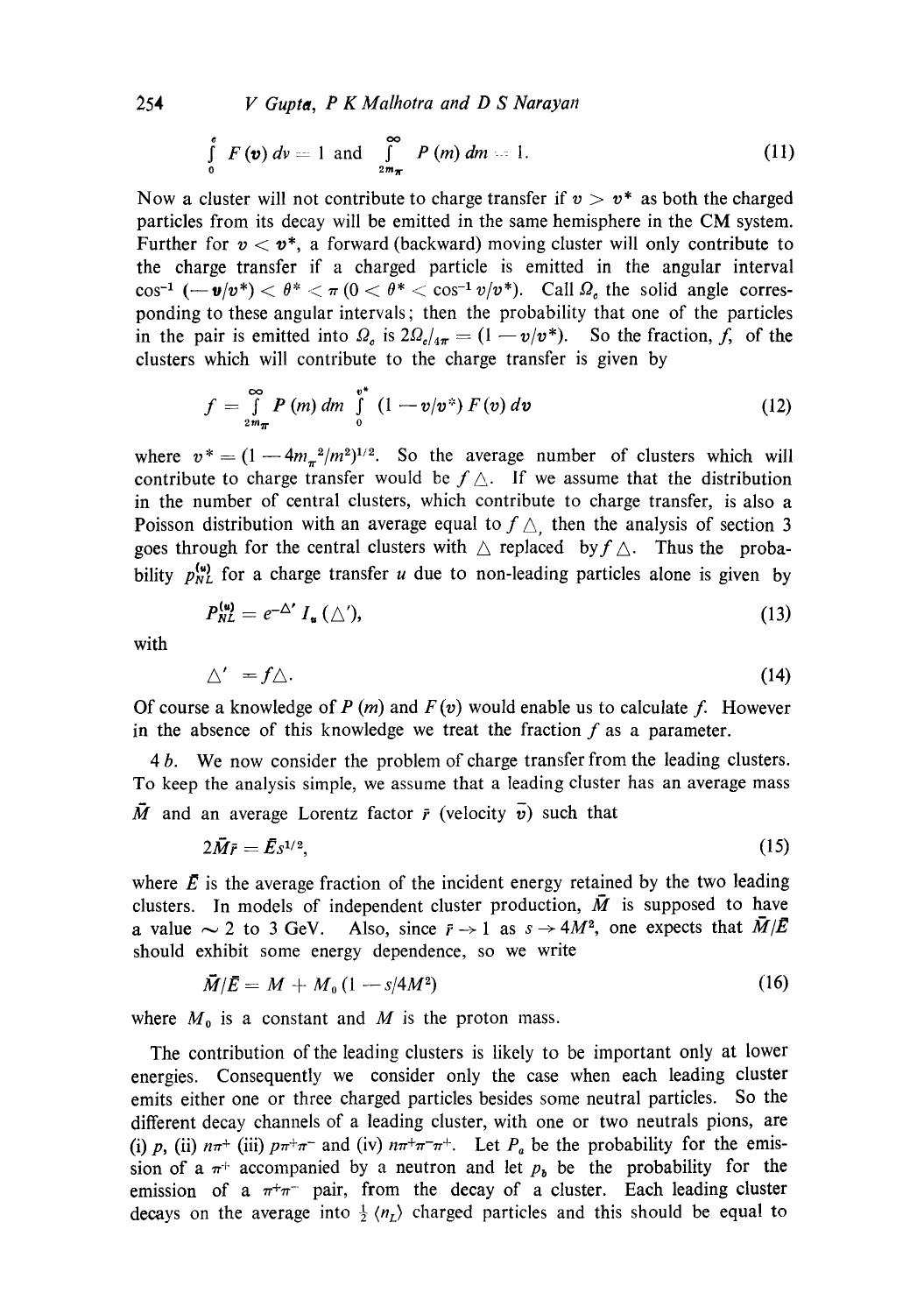$$\int_0^c F(v)\, dv = 1 \text{ and } \int_{2m_\pi}^{\infty} P(m)\, dm = 1. \tag{11}$$

Now a cluster will not contribute to charge transfer if $v > v^*$ as both the charged particles from its decay will be emitted in the same hemisphere in the CM system. Further for $v < v^*$, a forward (backward) moving cluster will only contribute to the charge transfer if a charged particle is emitted in the angular interval $\cos^{-1}(-v/v^*) < \theta^* < \pi$ $(0 < \theta^* < \cos^{-1} v/v^*)$. Call $\Omega_c$ the solid angle corresponding to these angular intervals; then the probability that one of the particles in the pair is emitted into $\Omega_c$ is $2\Omega_c/4\pi = (1 - v/v^*)$. So the fraction, $f$, of the clusters which will contribute to the charge transfer is given by

$$f = \int_{2m_\pi}^{\infty} P(m)\, dm \int_0^{v^*} (1 - v/v^*)\, F(v)\, dv \tag{12}$$

where $v^* = (1 - 4m_\pi^2/m^2)^{1/2}$. So the average number of clusters which will contribute to charge transfer would be $f\triangle$. If we assume that the distribution in the number of central clusters, which contribute to charge transfer, is also a Poisson distribution with an average equal to $f\triangle$, then the analysis of section 3 goes through for the central clusters with $\triangle$ replaced by $f\triangle$. Thus the probability $p_{NL}^{(u)}$ for a charge transfer $u$ due to non-leading particles alone is given by

$$P_{NL}^{(u)} = e^{-\triangle'} I_u(\triangle'), \tag{13}$$

with

$$\triangle' = f\triangle. \tag{14}$$

Of course a knowledge of $P(m)$ and $F(v)$ would enable us to calculate $f$. However in the absence of this knowledge we treat the fraction $f$ as a parameter.

4 *b*. We now consider the problem of charge transfer from the leading clusters. To keep the analysis simple, we assume that a leading cluster has an average mass $\bar{M}$ and an average Lorentz factor $\bar{\gamma}$ (velocity $\bar{v}$) such that

$$2\bar{M}\bar{\gamma} = \bar{E}s^{1/2}, \tag{15}$$

where $\bar{E}$ is the average fraction of the incident energy retained by the two leading clusters. In models of independent cluster production, $\bar{M}$ is supposed to have a value $\sim 2$ to 3 GeV. Also, since $\bar{\gamma} \to 1$ as $s \to 4M^2$, one expects that $\bar{M}/\bar{E}$ should exhibit some energy dependence, so we write

$$\bar{M}/\bar{E} = M + M_0(1 - s/4M^2) \tag{16}$$

where $M_0$ is a constant and $M$ is the proton mass.

The contribution of the leading clusters is likely to be important only at lower energies. Consequently we consider only the case when each leading cluster emits either one or three charged particles besides some neutral particles. So the different decay channels of a leading cluster, with one or two neutrals pions, are (i) $p$, (ii) $n\pi^+$ (iii) $p\pi^+\pi^-$ and (iv) $n\pi^+\pi^-\pi^+$. Let $P_a$ be the probability for the emission of a $\pi^+$ accompanied by a neutron and let $p_b$ be the probability for the emission of a $\pi^+\pi^-$ pair, from the decay of a cluster. Each leading cluster decays on the average into $\frac{1}{2}\langle n_L\rangle$ charged particles and this should be equal to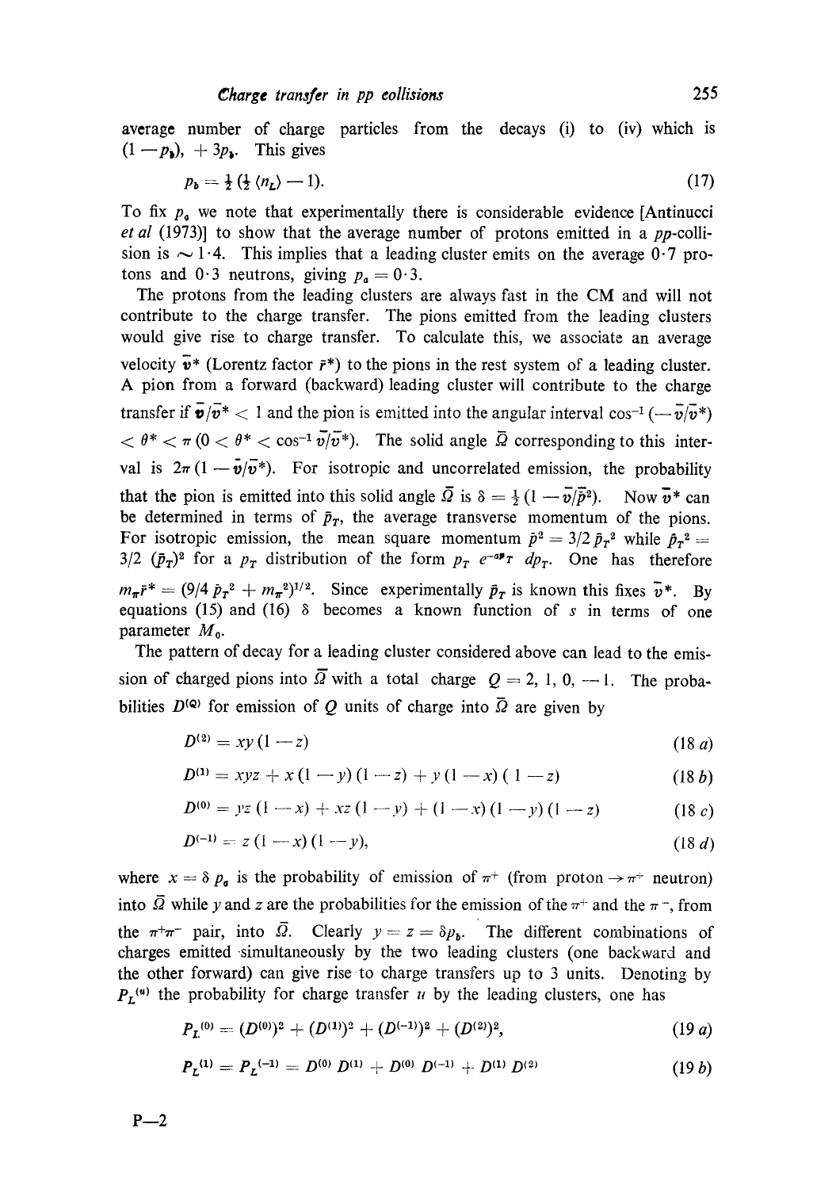average number of charge particles from the decays (i) to (iv) which is $(1 - p_b)$, $+ 3p_b$. This gives

$$p_b = \tfrac{1}{2}\left(\tfrac{1}{2}\langle n_L\rangle - 1\right). \tag{17}$$

To fix $p_a$ we note that experimentally there is considerable evidence [Antinucci *et al* (1973)] to show that the average number of protons emitted in a *pp*-collision is $\sim 1{\cdot}4$. This implies that a leading cluster emits on the average $0{\cdot}7$ protons and $0{\cdot}3$ neutrons, giving $p_a = 0{\cdot}3$.

The protons from the leading clusters are always fast in the CM and will not contribute to the charge transfer. The pions emitted from the leading clusters would give rise to charge transfer. To calculate this, we associate an average velocity $\bar{v}^*$ (Lorentz factor $\bar{\gamma}^*$) to the pions in the rest system of a leading cluster. A pion from a forward (backward) leading cluster will contribute to the charge transfer if $\bar{v}/\bar{v}^* < 1$ and the pion is emitted into the angular interval $\cos^{-1}(-\bar{v}/\bar{v}^*) < \theta^* < \pi$ $(0 < \theta^* < \cos^{-1}\bar{v}/\bar{v}^*)$. The solid angle $\bar{\Omega}$ corresponding to this interval is $2\pi(1 - \bar{v}/\bar{v}^*)$. For isotropic and uncorrelated emission, the probability that the pion is emitted into this solid angle $\bar{\Omega}$ is $\delta = \frac{1}{2}(1 - \bar{v}/\bar{v}^{*})$. Now $\bar{v}^*$ can be determined in terms of $\bar{p}_T$, the average transverse momentum of the pions. For isotropic emission, the mean square momentum $\bar{p}^2 = 3/2\, \bar{p}_T{}^2$ while $\bar{p}_T{}^2 = 3/2\, (\bar{p}_T)^2$ for a $p_T$ distribution of the form $p_T\, e^{-ap_T}\, dp_T$. One has therefore $m_\pi \bar{\gamma}^* = (9/4\, \bar{p}_T{}^2 + m_\pi{}^2)^{1/2}$. Since experimentally $\bar{p}_T$ is known this fixes $\bar{v}^*$. By equations (15) and (16) $\delta$ becomes a known function of $s$ in terms of one parameter $M_0$.

The pattern of decay for a leading cluster considered above can lead to the emission of charged pions into $\bar{\Omega}$ with a total charge $Q = 2, 1, 0, -1$. The probabilities $D^{(Q)}$ for emission of $Q$ units of charge into $\bar{\Omega}$ are given by

$$D^{(2)} = xy(1 - z) \tag{18 a}$$

$$D^{(1)} = xyz + x(1 - y)(1 - z) + y(1 - x)(1 - z) \tag{18 b}$$

$$D^{(0)} = yz(1 - x) + xz(1 - y) + (1 - x)(1 - y)(1 - z) \tag{18 c}$$

$$D^{(-1)} = z(1 - x)(1 - y), \tag{18 d}$$

where $x = \delta\, p_a$ is the probability of emission of $\pi^+$ (from proton $\rightarrow \pi^+$ neutron) into $\bar{\Omega}$ while $y$ and $z$ are the probabilities for the emission of the $\pi^+$ and the $\pi^-$, from the $\pi^+\pi^-$ pair, into $\bar{\Omega}$. Clearly $y = z = \delta p_b$. The different combinations of charges emitted simultaneously by the two leading clusters (one backward and the other forward) can give rise to charge transfers up to 3 units. Denoting by $P_L{}^{(u)}$ the probability for charge transfer $u$ by the leading clusters, one has

$$P_L{}^{(0)} = (D^{(0)})^2 + (D^{(1)})^2 + (D^{(-1)})^2 + (D^{(2)})^2, \tag{19 a}$$

$$P_L{}^{(1)} = P_L{}^{(-1)} = D^{(0)}\, D^{(1)} + D^{(0)}\, D^{(-1)} + D^{(1)}\, D^{(2)} \tag{19 b}$$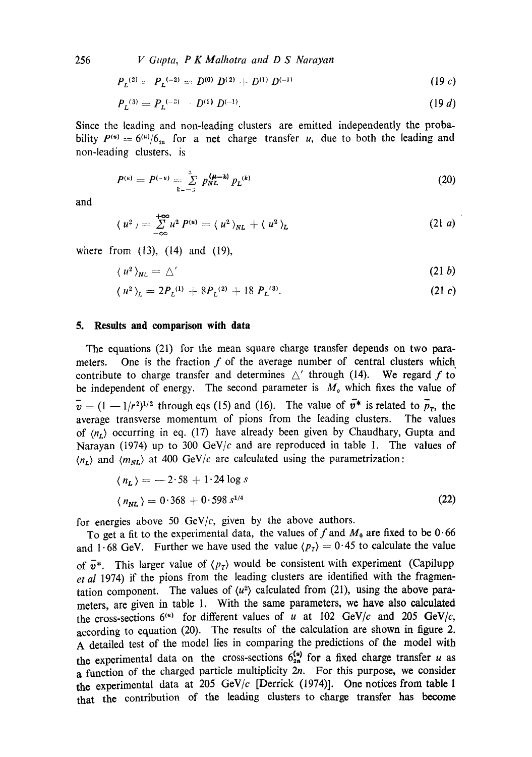$$P_L^{(2)} = P_L^{(-2)} = D^{(0)} D^{(2)} + D^{(1)} D^{(-1)} \tag{19 c}$$

$$P_L^{(3)} = P_L^{(-3)} = D^{(2)} D^{(-1)}. \tag{19 d}$$

Since the leading and non-leading clusters are emitted independently the probability $P^{(u)} = 6^{(u)}/6_{\text{in}}$ for a net charge transfer $u$, due to both the leading and non-leading clusters, is

$$P^{(u)} = P^{(-u)} = \sum_{k=-3}^{3} p_{NL}^{(\mu-k)} p_L^{(k)} \tag{20}$$

and

$$\langle u^2 \rangle = \sum_{-\infty}^{+\infty} u^2 P^{(u)} = \langle u^2 \rangle_{NL} + \langle u^2 \rangle_L \tag{21 a}$$

where from (13), (14) and (19),

$$\langle u^2 \rangle_{NL} = \triangle' \tag{21 b}$$

$$\langle u^2 \rangle_L = 2P_L^{(1)} + 8P_L^{(2)} + 18\, P_L^{(3)}. \tag{21 c}$$

## 5. Results and comparison with data

The equations (21) for the mean square charge transfer depends on two parameters. One is the fraction $f$ of the average number of central clusters which contribute to charge transfer and determines $\triangle'$ through (14). We regard $f$ to be independent of energy. The second parameter is $M_0$ which fixes the value of $\bar{v} = (1 - 1/r^2)^{1/2}$ through eqs (15) and (16). The value of $\bar{v}^*$ is related to $\bar{p}_T$, the average transverse momentum of pions from the leading clusters. The values of $\langle n_L \rangle$ occurring in eq. (17) have already been given by Chaudhary, Gupta and Narayan (1974) up to 300 GeV/$c$ and are reproduced in table 1. The values of $\langle n_L \rangle$ and $\langle m_{NL} \rangle$ at 400 GeV/$c$ are calculated using the parametrization:

$$\begin{aligned} \langle n_L \rangle &= -2\cdot 58 + 1\cdot 24 \log s \\ \langle n_{NL} \rangle &= 0\cdot 368 + 0\cdot 598\, s^{1/4} \end{aligned} \tag{22}$$

for energies above 50 GeV/$c$, given by the above authors.

To get a fit to the experimental data, the values of $f$ and $M_0$ are fixed to be 0·66 and 1·68 GeV. Further we have used the value $\langle p_T \rangle = 0\cdot 45$ to calculate the value of $\bar{v}^*$. This larger value of $\langle p_T \rangle$ would be consistent with experiment (Capilupp *et al* 1974) if the pions from the leading clusters are identified with the fragmentation component. The values of $\langle u^2 \rangle$ calculated from (21), using the above parameters, are given in table 1. With the same parameters, we have also calculated the cross-sections $6^{(u)}$ for different values of $u$ at 102 GeV/$c$ and 205 GeV/$c$, according to equation (20). The results of the calculation are shown in figure 2. A detailed test of the model lies in comparing the predictions of the model with the experimental data on the cross-sections $6_{2n}^{(u)}$ for a fixed charge transfer $u$ as a function of the charged particle multiplicity $2n$. For this purpose, we consider the experimental data at 205 GeV/$c$ [Derrick (1974)]. One notices from table 1 that the contribution of the leading clusters to charge transfer has become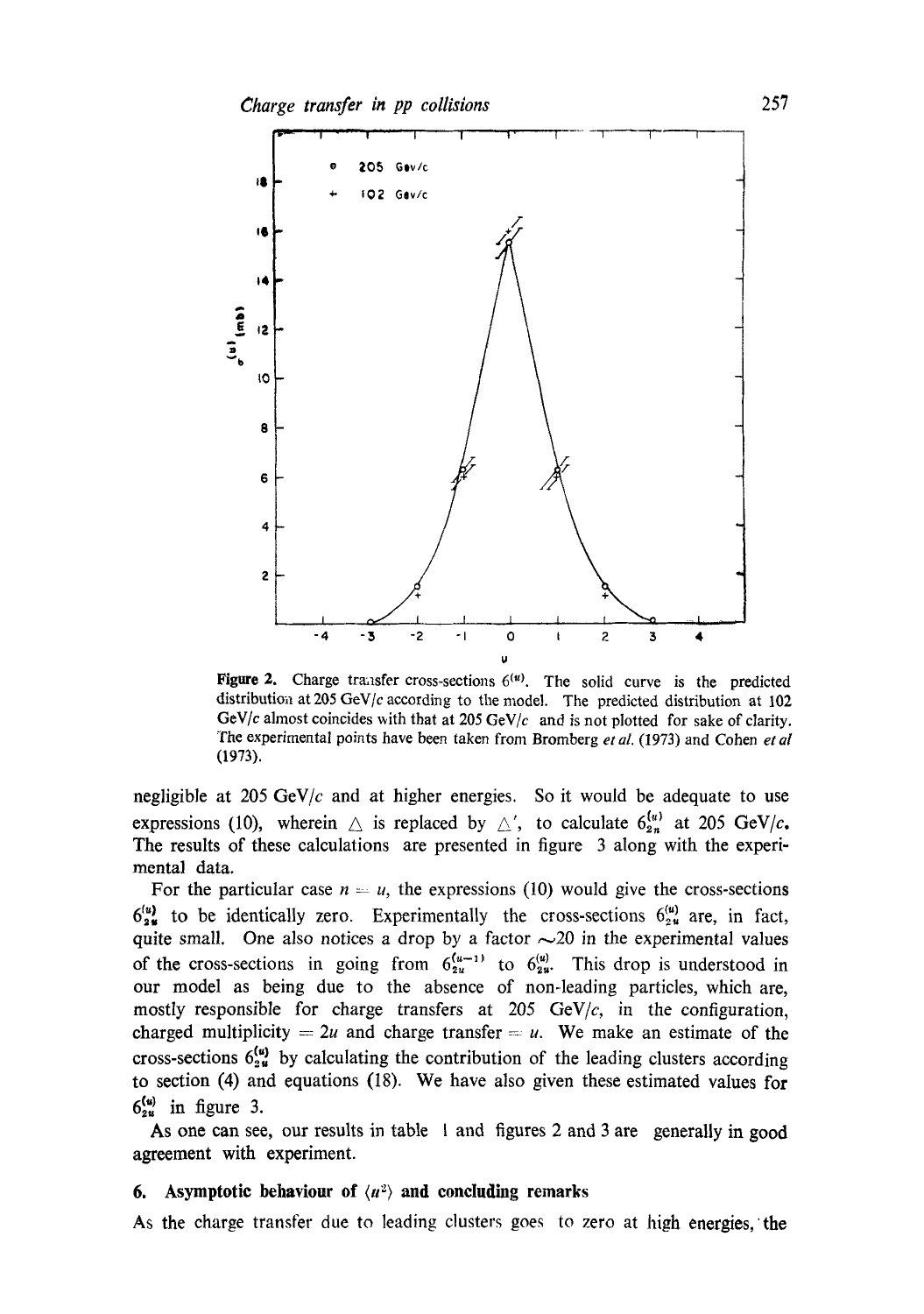Figure 2. Charge transfer cross-sections $\sigma^{(u)}$. The solid curve is the predicted distribution at 205 GeV/$c$ according to the model. The predicted distribution at 102 GeV/$c$ almost coincides with that at 205 GeV/$c$ and is not plotted for sake of clarity. The experimental points have been taken from Bromberg *et al.* (1973) and Cohen *et al* (1973).

negligible at 205 GeV/$c$ and at higher energies. So it would be adequate to use expressions (10), wherein $\triangle$ is replaced by $\triangle'$, to calculate $\sigma_{2n}^{(u)}$ at 205 GeV/$c$. The results of these calculations are presented in figure 3 along with the experimental data.

For the particular case $n = u$, the expressions (10) would give the cross-sections $\sigma_{2u}^{(u)}$ to be identically zero. Experimentally the cross-sections $\sigma_{2u}^{(u)}$ are, in fact, quite small. One also notices a drop by a factor $\sim$20 in the experimental values of the cross-sections in going from $\sigma_{2u}^{(u-1)}$ to $\sigma_{2u}^{(u)}$. This drop is understood in our model as being due to the absence of non-leading particles, which are, mostly responsible for charge transfers at 205 GeV/$c$, in the configuration, charged multiplicity $= 2u$ and charge transfer $= u$. We make an estimate of the cross-sections $\sigma_{2u}^{(u)}$ by calculating the contribution of the leading clusters according to section (4) and equations (18). We have also given these estimated values for $\sigma_{2u}^{(u)}$ in figure 3.

As one can see, our results in table 1 and figures 2 and 3 are generally in good agreement with experiment.

## 6. Asymptotic behaviour of $\langle u^2 \rangle$ and concluding remarks

As the charge transfer due to leading clusters goes to zero at high energies, the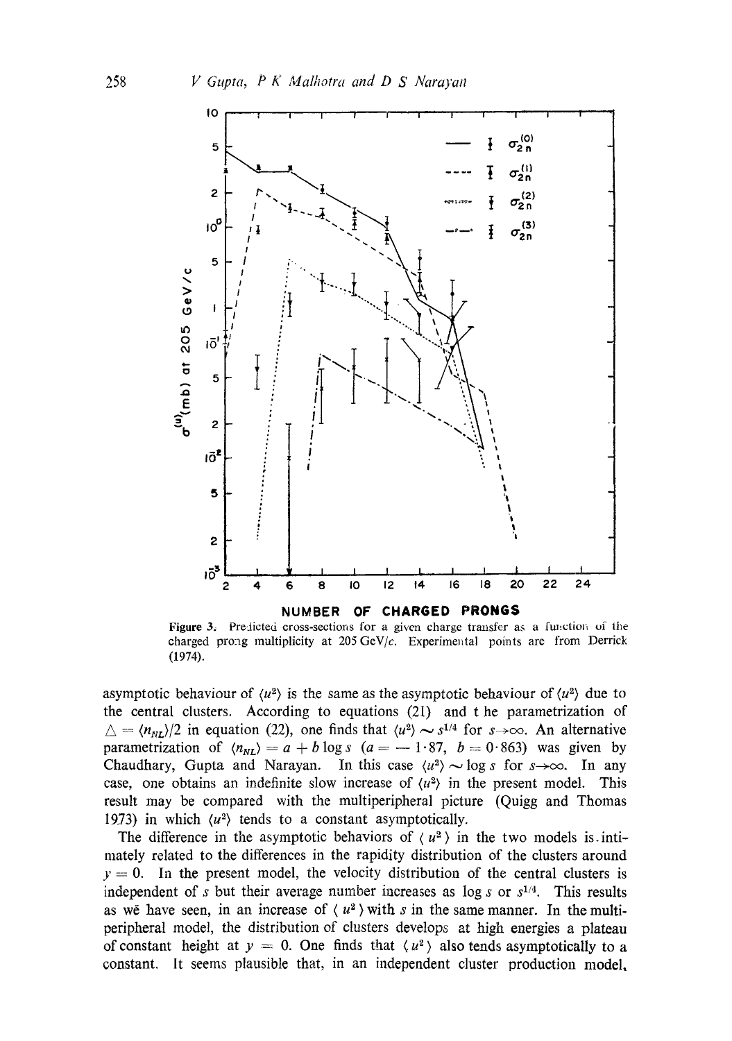**Figure 3.** Predicted cross-sections for a given charge transfer as a function of the charged prong multiplicity at 205 GeV/$c$. Experimental points are from Derrick (1974).

asymptotic behaviour of $\langle u^2 \rangle$ is the same as the asymptotic behaviour of $\langle u^2 \rangle$ due to the central clusters. According to equations (21) and the parametrization of $\triangle = \langle n_{NL} \rangle/2$ in equation (22), one finds that $\langle u^2 \rangle \sim s^{1/4}$ for $s \rightarrow \infty$. An alternative parametrization of $\langle n_{NL} \rangle = a + b \log s$ ($a = -1 \cdot 87$, $b = 0 \cdot 863$) was given by Chaudhary, Gupta and Narayan. In this case $\langle u^2 \rangle \sim \log s$ for $s \rightarrow \infty$. In any case, one obtains an indefinite slow increase of $\langle u^2 \rangle$ in the present model. This result may be compared with the multiperipheral picture (Quigg and Thomas 1973) in which $\langle u^2 \rangle$ tends to a constant asymptotically.

The difference in the asymptotic behaviors of $\langle u^2 \rangle$ in the two models is intimately related to the differences in the rapidity distribution of the clusters around $y = 0$. In the present model, the velocity distribution of the central clusters is independent of $s$ but their average number increases as $\log s$ or $s^{1/4}$. This results as we have seen, in an increase of $\langle u^2 \rangle$ with $s$ in the same manner. In the multiperipheral model, the distribution of clusters develops at high energies a plateau of constant height at $y = 0$. One finds that $\langle u^2 \rangle$ also tends asymptotically to a constant. It seems plausible that, in an independent cluster production model,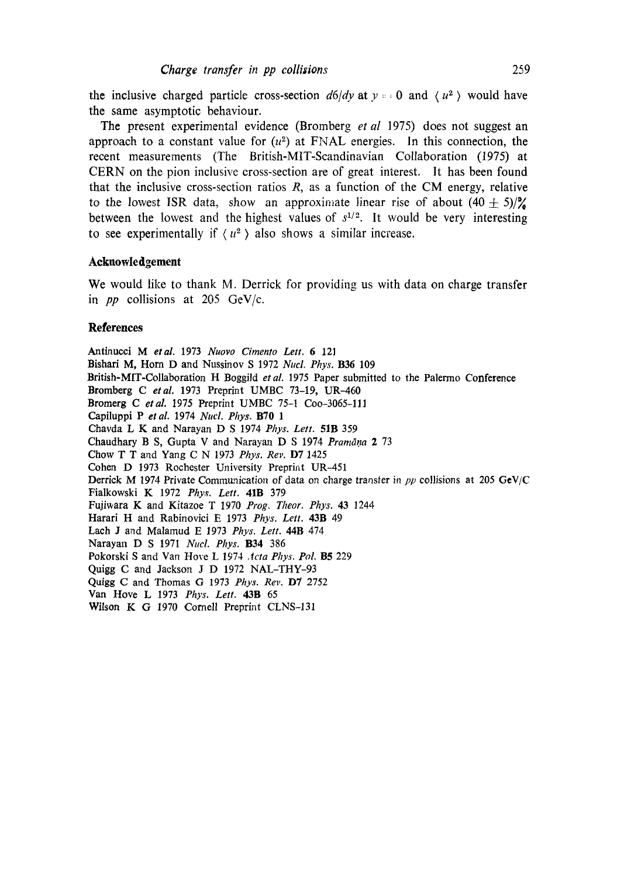the inclusive charged particle cross-section $d\sigma/dy$ at $y = 0$ and $\langle u^2 \rangle$ would have the same asymptotic behaviour.

The present experimental evidence (Bromberg *et al* 1975) does not suggest an approach to a constant value for $\langle u^2 \rangle$ at FNAL energies. In this connection, the recent measurements (The British-MIT-Scandinavian Collaboration (1975) at CERN on the pion inclusive cross-section are of great interest. It has been found that the inclusive cross-section ratios $R$, as a function of the CM energy, relative to the lowest ISR data, show an approximate linear rise of about $(40 \pm 5)/\%$ between the lowest and the highest values of $s^{1/2}$. It would be very interesting to see experimentally if $\langle u^2 \rangle$ also shows a similar increase.

## Acknowledgement

We would like to thank M. Derrick for providing us with data on charge transfer in *pp* collisions at 205 GeV/c.

## References

Antinucci M *et al.* 1973 *Nuovo Cimento Lett.* **6** 121
Bishari M, Horn D and Nussinov S 1972 *Nucl. Phys.* **B36** 109
British-MIT-Collaboration H Boggild *et al.* 1975 Paper submitted to the Palermo Conference
Bromberg C *et al.* 1973 Preprint UMBC 73–19, UR–460
Bromerg C *et al.* 1975 Preprint UMBC 75–1 Coo–3065–111
Capiluppi P *et al.* 1974 *Nucl. Phys.* **B70** 1
Chavda L K and Narayan D S 1974 *Phys. Lett.* **51B** 359
Chaudhary B S, Gupta V and Narayan D S 1974 *Pramāṇa* **2** 73
Chow T T and Yang C N 1973 *Phys. Rev.* **D7** 1425
Cohen D 1973 Rochester University Preprint UR–451
Derrick M 1974 Private Communication of data on charge transfer in *pp* collisions at 205 GeV/C
Fialkowski K 1972 *Phys. Lett.* **41B** 379
Fujiwara K and Kitazoe T 1970 *Prog. Theor. Phys.* **43** 1244
Harari H and Rabinovici E 1973 *Phys. Lett.* **43B** 49
Lach J and Malamud E 1973 *Phys. Lett.* **44B** 474
Narayan D S 1971 *Nucl. Phys.* **B34** 386
Pokorski S and Van Hove L 1974 *Acta Phys. Pol.* **B5** 229
Quigg C and Jackson J D 1972 NAL–THY–93
Quigg C and Thomas G 1973 *Phys. Rev.* **D7** 2752
Van Hove L 1973 *Phys. Lett.* **43B** 65
Wilson K G 1970 Cornell Preprint CLNS–131